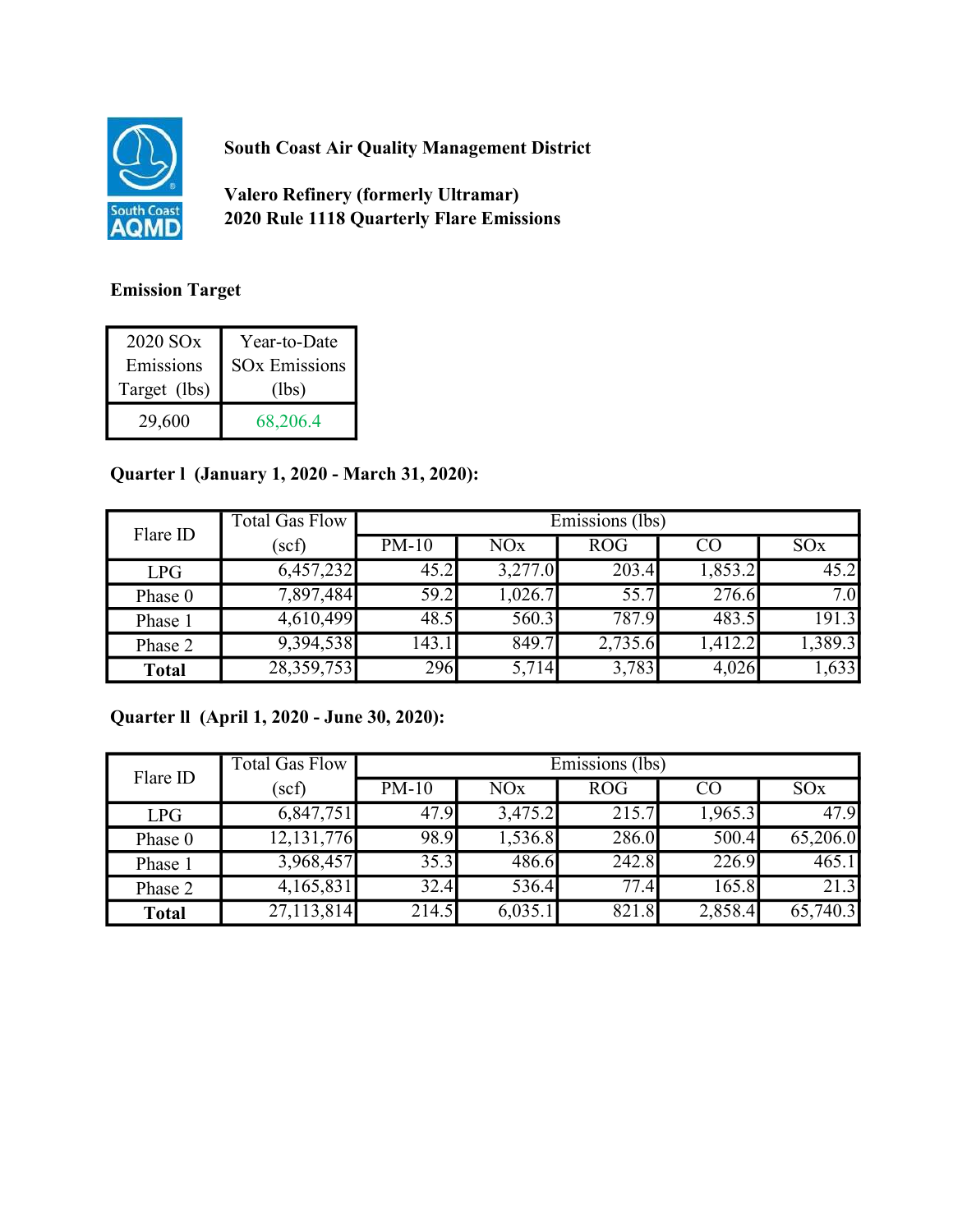**South Coast Air Quality Management District**

**Valero Refinery (formerly Ultramar)**
**2020 Rule 1118 Quarterly Flare Emissions**

**Emission Target**

| 2020 SOx Emissions Target (lbs) | Year-to-Date SOx Emissions (lbs) |
|---|---|
| 29,600 | 68,206.4 |

**Quarter I (January 1, 2020 - March 31, 2020):**

| Flare ID | Total Gas Flow (scf) | Emissions (lbs) | | | | |
|---|---|---|---|---|---|---|
| | | PM-10 | NOx | ROG | CO | SOx |
| LPG | 6,457,232 | 45.2 | 3,277.0 | 203.4 | 1,853.2 | 45.2 |
| Phase 0 | 7,897,484 | 59.2 | 1,026.7 | 55.7 | 276.6 | 7.0 |
| Phase 1 | 4,610,499 | 48.5 | 560.3 | 787.9 | 483.5 | 191.3 |
| Phase 2 | 9,394,538 | 143.1 | 849.7 | 2,735.6 | 1,412.2 | 1,389.3 |
| **Total** | 28,359,753 | 296 | 5,714 | 3,783 | 4,026 | 1,633 |

**Quarter II (April 1, 2020 - June 30, 2020):**

| Flare ID | Total Gas Flow (scf) | Emissions (lbs) | | | | |
|---|---|---|---|---|---|---|
| | | PM-10 | NOx | ROG | CO | SOx |
| LPG | 6,847,751 | 47.9 | 3,475.2 | 215.7 | 1,965.3 | 47.9 |
| Phase 0 | 12,131,776 | 98.9 | 1,536.8 | 286.0 | 500.4 | 65,206.0 |
| Phase 1 | 3,968,457 | 35.3 | 486.6 | 242.8 | 226.9 | 465.1 |
| Phase 2 | 4,165,831 | 32.4 | 536.4 | 77.4 | 165.8 | 21.3 |
| **Total** | 27,113,814 | 214.5 | 6,035.1 | 821.8 | 2,858.4 | 65,740.3 |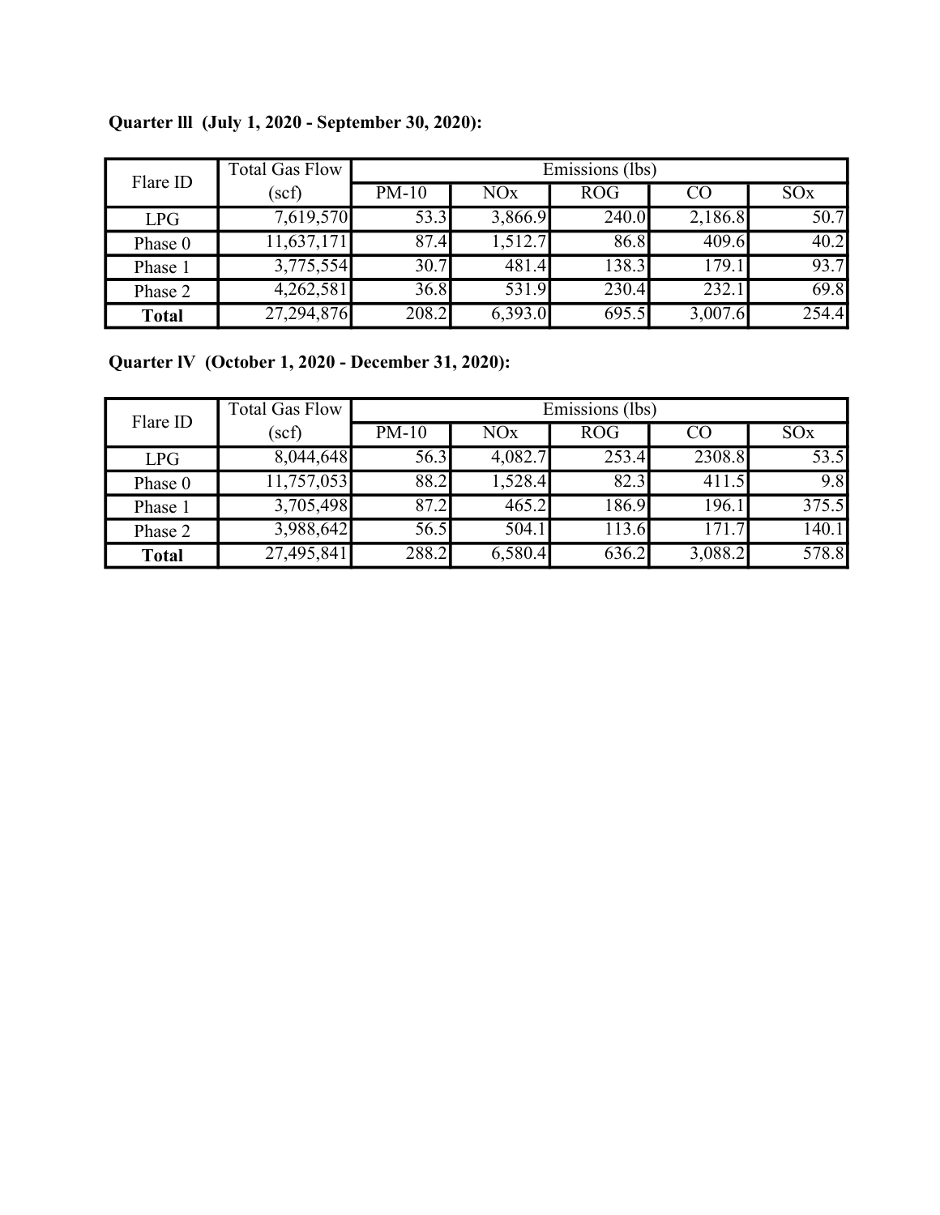**Quarter lll (July 1, 2020 - September 30, 2020):**

| Flare ID | Total Gas Flow | Emissions (lbs) | | | | |
|---|---|---|---|---|---|---|
| | (scf) | PM-10 | NOx | ROG | CO | SOx |
| LPG | 7,619,570 | 53.3 | 3,866.9 | 240.0 | 2,186.8 | 50.7 |
| Phase 0 | 11,637,171 | 87.4 | 1,512.7 | 86.8 | 409.6 | 40.2 |
| Phase 1 | 3,775,554 | 30.7 | 481.4 | 138.3 | 179.1 | 93.7 |
| Phase 2 | 4,262,581 | 36.8 | 531.9 | 230.4 | 232.1 | 69.8 |
| **Total** | 27,294,876 | 208.2 | 6,393.0 | 695.5 | 3,007.6 | 254.4 |

**Quarter lV (October 1, 2020 - December 31, 2020):**

| Flare ID | Total Gas Flow | Emissions (lbs) | | | | |
|---|---|---|---|---|---|---|
| | (scf) | PM-10 | NOx | ROG | CO | SOx |
| LPG | 8,044,648 | 56.3 | 4,082.7 | 253.4 | 2308.8 | 53.5 |
| Phase 0 | 11,757,053 | 88.2 | 1,528.4 | 82.3 | 411.5 | 9.8 |
| Phase 1 | 3,705,498 | 87.2 | 465.2 | 186.9 | 196.1 | 375.5 |
| Phase 2 | 3,988,642 | 56.5 | 504.1 | 113.6 | 171.7 | 140.1 |
| **Total** | 27,495,841 | 288.2 | 6,580.4 | 636.2 | 3,088.2 | 578.8 |